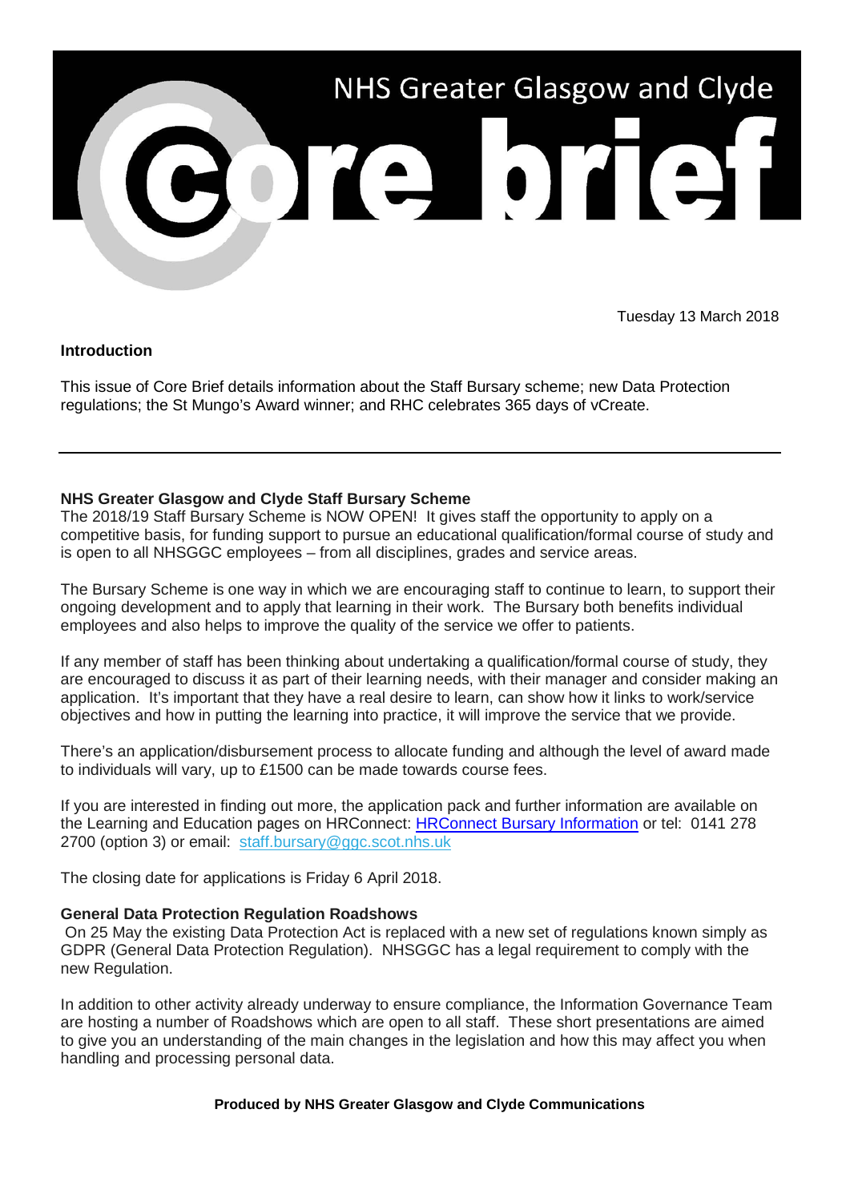# NHS Greater Glasgow and Clyde Core brief

Tuesday 13 March 2018

**Introduction**

This issue of Core Brief details information about the Staff Bursary scheme; new Data Protection regulations; the St Mungo's Award winner; and RHC celebrates 365 days of vCreate.

---

**NHS Greater Glasgow and Clyde Staff Bursary Scheme**

The 2018/19 Staff Bursary Scheme is NOW OPEN! It gives staff the opportunity to apply on a competitive basis, for funding support to pursue an educational qualification/formal course of study and is open to all NHSGGC employees – from all disciplines, grades and service areas.

The Bursary Scheme is one way in which we are encouraging staff to continue to learn, to support their ongoing development and to apply that learning in their work. The Bursary both benefits individual employees and also helps to improve the quality of the service we offer to patients.

If any member of staff has been thinking about undertaking a qualification/formal course of study, they are encouraged to discuss it as part of their learning needs, with their manager and consider making an application. It's important that they have a real desire to learn, can show how it links to work/service objectives and how in putting the learning into practice, it will improve the service that we provide.

There's an application/disbursement process to allocate funding and although the level of award made to individuals will vary, up to £1500 can be made towards course fees.

If you are interested in finding out more, the application pack and further information are available on the Learning and Education pages on HRConnect: HRConnect Bursary Information or tel: 0141 278 2700 (option 3) or email: staff.bursary@ggc.scot.nhs.uk

The closing date for applications is Friday 6 April 2018.

**General Data Protection Regulation Roadshows**

On 25 May the existing Data Protection Act is replaced with a new set of regulations known simply as GDPR (General Data Protection Regulation). NHSGGC has a legal requirement to comply with the new Regulation.

In addition to other activity already underway to ensure compliance, the Information Governance Team are hosting a number of Roadshows which are open to all staff. These short presentations are aimed to give you an understanding of the main changes in the legislation and how this may affect you when handling and processing personal data.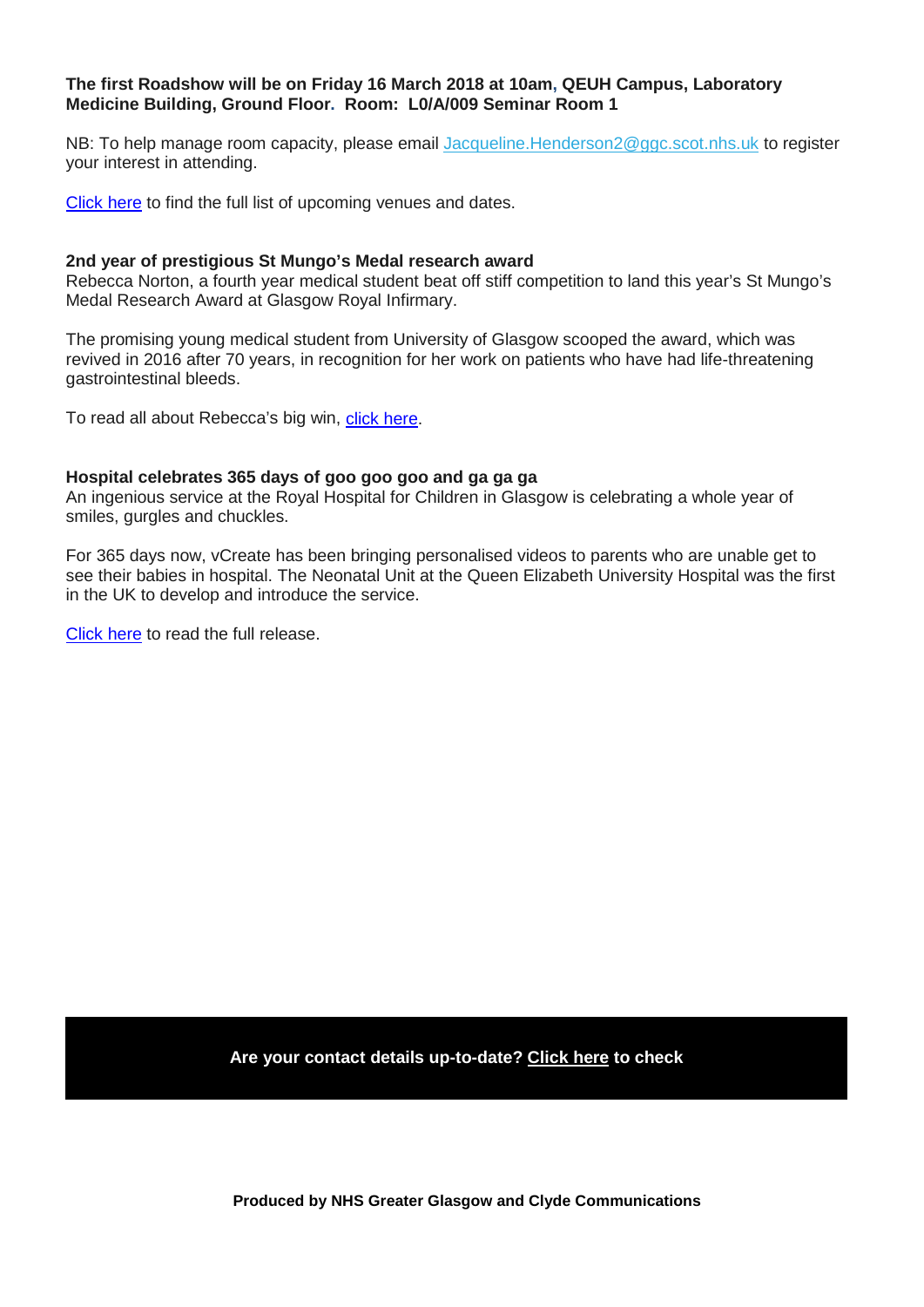**The first Roadshow will be on Friday 16 March 2018 at 10am, QEUH Campus, Laboratory Medicine Building, Ground Floor. Room: L0/A/009 Seminar Room 1**

NB: To help manage room capacity, please email Jacqueline.Henderson2@ggc.scot.nhs.uk to register your interest in attending.

Click here to find the full list of upcoming venues and dates.

**2nd year of prestigious St Mungo's Medal research award**

Rebecca Norton, a fourth year medical student beat off stiff competition to land this year's St Mungo's Medal Research Award at Glasgow Royal Infirmary.

The promising young medical student from University of Glasgow scooped the award, which was revived in 2016 after 70 years, in recognition for her work on patients who have had life-threatening gastrointestinal bleeds.

To read all about Rebecca's big win, click here.

**Hospital celebrates 365 days of goo goo goo and ga ga ga**

An ingenious service at the Royal Hospital for Children in Glasgow is celebrating a whole year of smiles, gurgles and chuckles.

For 365 days now, vCreate has been bringing personalised videos to parents who are unable get to see their babies in hospital. The Neonatal Unit at the Queen Elizabeth University Hospital was the first in the UK to develop and introduce the service.

Click here to read the full release.

**Are your contact details up-to-date? Click here to check**

**Produced by NHS Greater Glasgow and Clyde Communications**